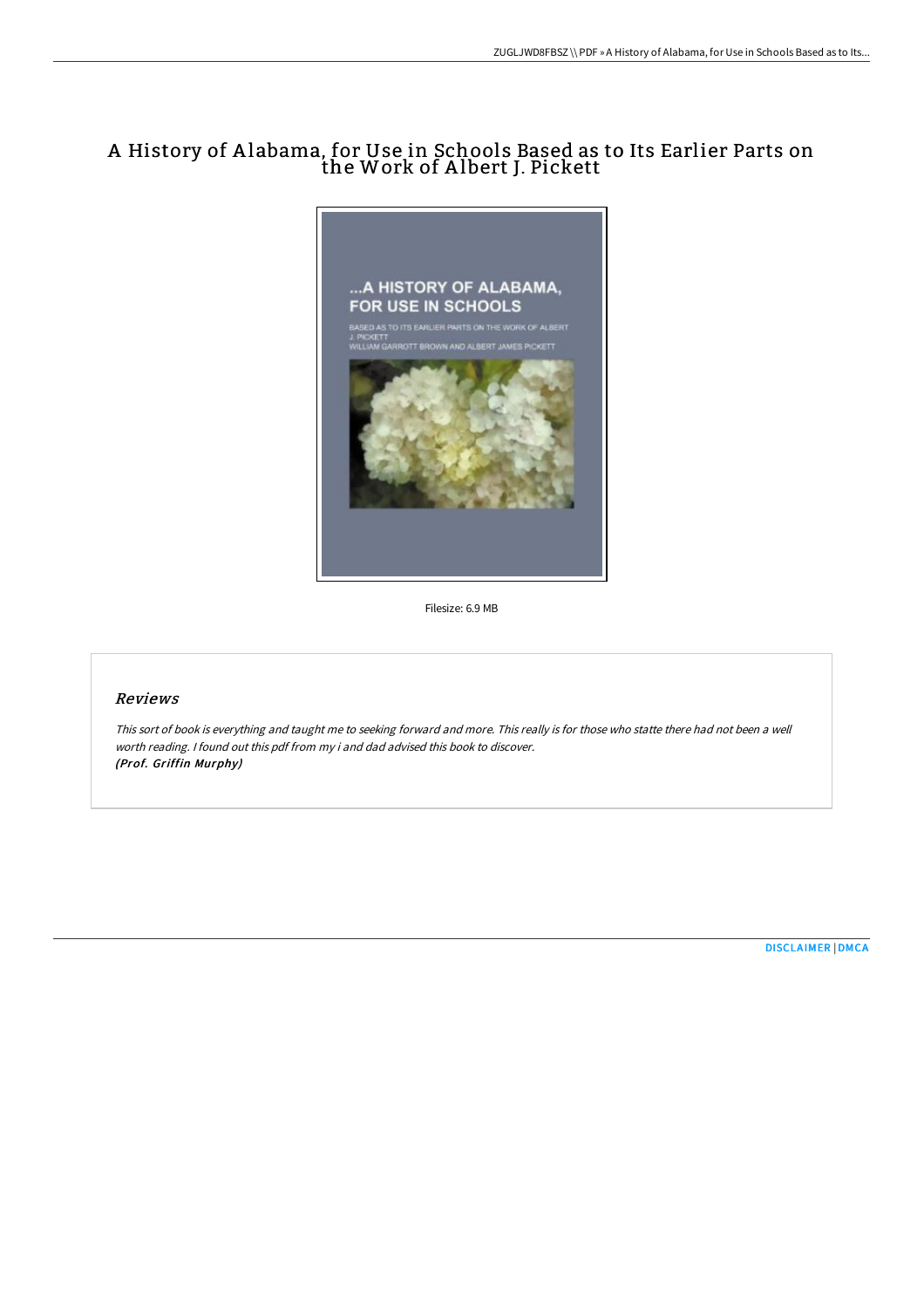# A History of Alabama, for Use in Schools Based as to Its Earlier Parts on the Work of Albert J. Pickett

Filesize: 6.9 MB

## Reviews

*This sort of book is everything and taught me to seeking forward and more. This really is for those who statte there had not been a well worth reading. I found out this pdf from my i and dad advised this book to discover.*
***(Prof. Griffin Murphy)***

DISCLAIMER | DMCA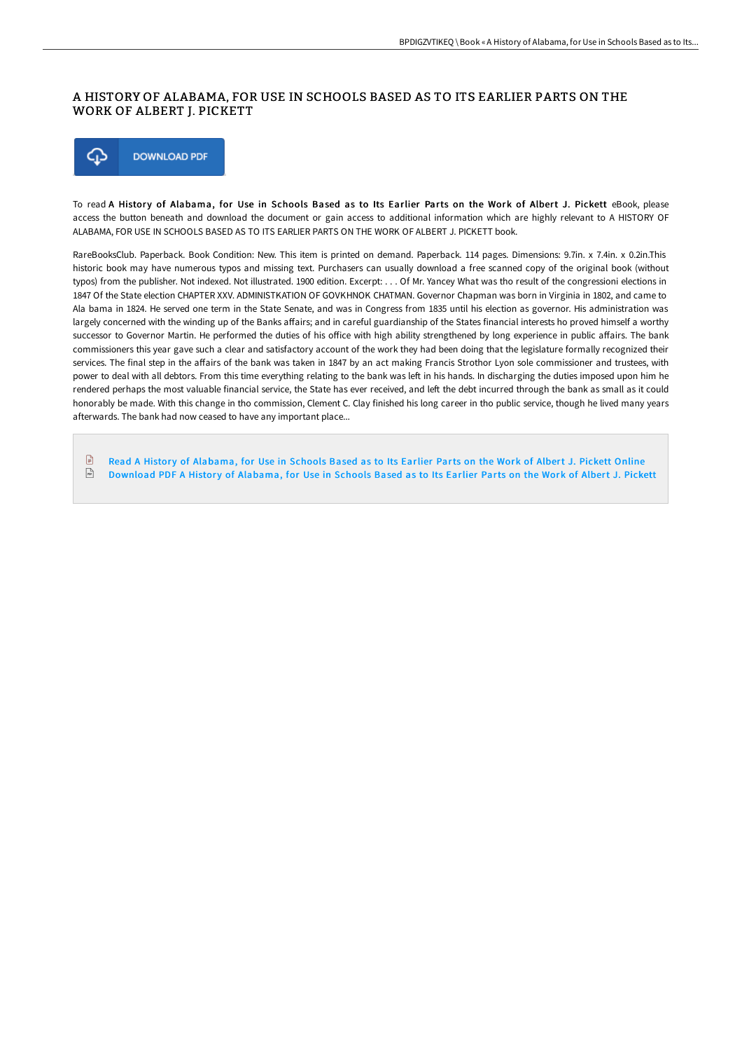# A HISTORY OF ALABAMA, FOR USE IN SCHOOLS BASED AS TO ITS EARLIER PARTS ON THE WORK OF ALBERT J. PICKETT

DOWNLOAD PDF

To read **A History of Alabama, for Use in Schools Based as to Its Earlier Parts on the Work of Albert J. Pickett** eBook, please access the button beneath and download the document or gain access to additional information which are highly relevant to A HISTORY OF ALABAMA, FOR USE IN SCHOOLS BASED AS TO ITS EARLIER PARTS ON THE WORK OF ALBERT J. PICKETT book.

RareBooksClub. Paperback. Book Condition: New. This item is printed on demand. Paperback. 114 pages. Dimensions: 9.7in. x 7.4in. x 0.2in.This historic book may have numerous typos and missing text. Purchasers can usually download a free scanned copy of the original book (without typos) from the publisher. Not indexed. Not illustrated. 1900 edition. Excerpt: . . . Of Mr. Yancey What was tho result of the congressioni elections in 1847 Of the State election CHAPTER XXV. ADMINISTKATION OF GOVKHNOK CHATMAN. Governor Chapman was born in Virginia in 1802, and came to Ala bama in 1824. He served one term in the State Senate, and was in Congress from 1835 until his election as governor. His administration was largely concerned with the winding up of the Banks affairs; and in careful guardianship of the States financial interests ho proved himself a worthy successor to Governor Martin. He performed the duties of his office with high ability strengthened by long experience in public affairs. The bank commissioners this year gave such a clear and satisfactory account of the work they had been doing that the legislature formally recognized their services. The final step in the affairs of the bank was taken in 1847 by an act making Francis Strothor Lyon sole commissioner and trustees, with power to deal with all debtors. From this time everything relating to the bank was left in his hands. In discharging the duties imposed upon him he rendered perhaps the most valuable financial service, the State has ever received, and left the debt incurred through the bank as small as it could honorably be made. With this change in tho commission, Clement C. Clay finished his long career in tho public service, though he lived many years afterwards. The bank had now ceased to have any important place...

- Read A History of Alabama, for Use in Schools Based as to Its Earlier Parts on the Work of Albert J. Pickett Online
- Download PDF A History of Alabama, for Use in Schools Based as to Its Earlier Parts on the Work of Albert J. Pickett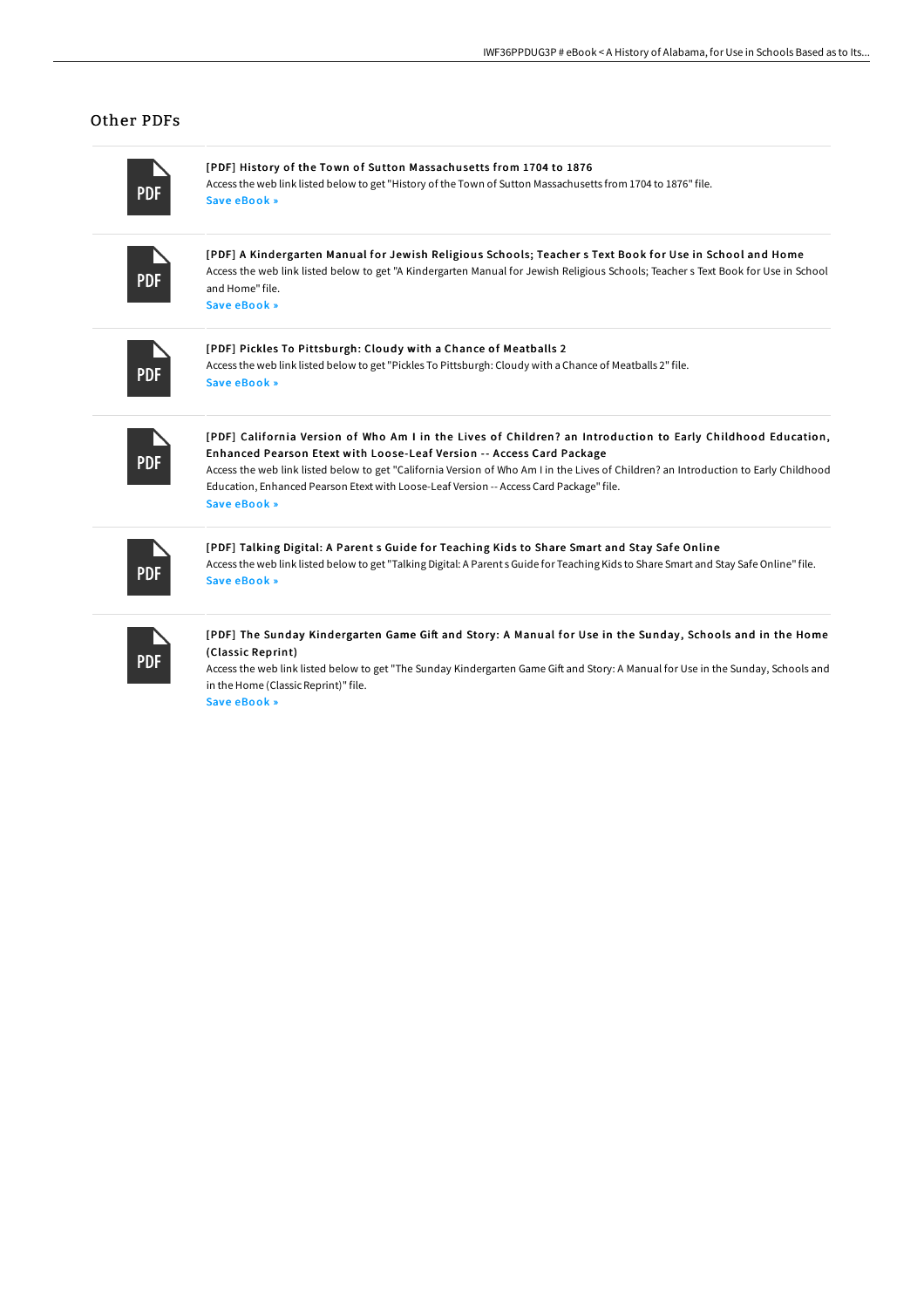## Other PDFs

**[PDF] History of the Town of Sutton Massachusetts from 1704 to 1876**
Access the web link listed below to get "History of the Town of Sutton Massachusetts from 1704 to 1876" file.
Save eBook »

**[PDF] A Kindergarten Manual for Jewish Religious Schools; Teacher s Text Book for Use in School and Home**
Access the web link listed below to get "A Kindergarten Manual for Jewish Religious Schools; Teacher s Text Book for Use in School and Home" file.
Save eBook »

**[PDF] Pickles To Pittsburgh: Cloudy with a Chance of Meatballs 2**
Access the web link listed below to get "Pickles To Pittsburgh: Cloudy with a Chance of Meatballs 2" file.
Save eBook »

**[PDF] California Version of Who Am I in the Lives of Children? an Introduction to Early Childhood Education, Enhanced Pearson Etext with Loose-Leaf Version -- Access Card Package**
Access the web link listed below to get "California Version of Who Am I in the Lives of Children? an Introduction to Early Childhood Education, Enhanced Pearson Etext with Loose-Leaf Version -- Access Card Package" file.
Save eBook »

**[PDF] Talking Digital: A Parent s Guide for Teaching Kids to Share Smart and Stay Safe Online**
Access the web link listed below to get "Talking Digital: A Parent s Guide for Teaching Kids to Share Smart and Stay Safe Online" file.
Save eBook »

**[PDF] The Sunday Kindergarten Game Gift and Story: A Manual for Use in the Sunday, Schools and in the Home (Classic Reprint)**
Access the web link listed below to get "The Sunday Kindergarten Game Gift and Story: A Manual for Use in the Sunday, Schools and in the Home (Classic Reprint)" file.
Save eBook »